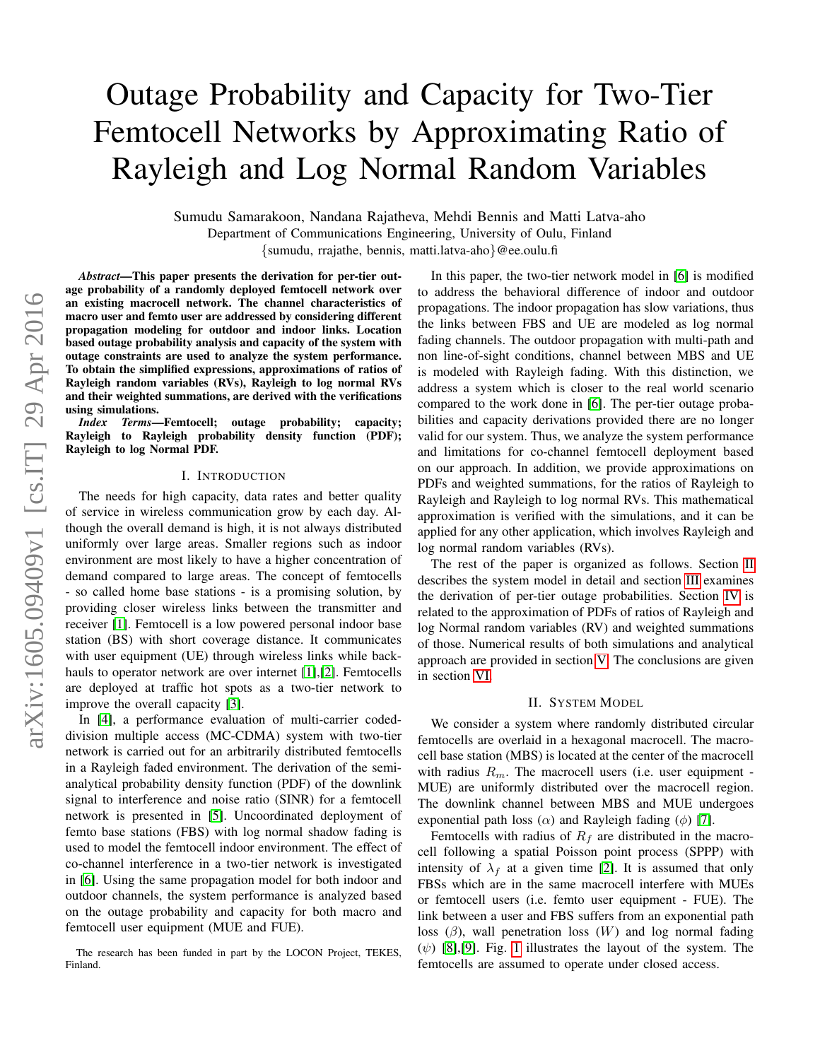# Outage Probability and Capacity for Two-Tier Femtocell Networks by Approximating Ratio of Rayleigh and Log Normal Random Variables

Sumudu Samarakoon, Nandana Rajatheva, Mehdi Bennis and Matti Latva-aho
Department of Communications Engineering, University of Oulu, Finland
{sumudu, rrajathe, bennis, matti.latva-aho}@ee.oulu.fi

***Abstract*—This paper presents the derivation for per-tier outage probability of a randomly deployed femtocell network over an existing macrocell network. The channel characteristics of macro user and femto user are addressed by considering different propagation modeling for outdoor and indoor links. Location based outage probability analysis and capacity of the system with outage constraints are used to analyze the system performance. To obtain the simplified expressions, approximations of ratios of Rayleigh random variables (RVs), Rayleigh to log normal RVs and their weighted summations, are derived with the verifications using simulations.**

***Index Terms*—Femtocell; outage probability; capacity; Rayleigh to Rayleigh probability density function (PDF); Rayleigh to log Normal PDF.**

## I. Introduction

The needs for high capacity, data rates and better quality of service in wireless communication grow by each day. Although the overall demand is high, it is not always distributed uniformly over large areas. Smaller regions such as indoor environment are most likely to have a higher concentration of demand compared to large areas. The concept of femtocells - so called home base stations - is a promising solution, by providing closer wireless links between the transmitter and receiver [1]. Femtocell is a low powered personal indoor base station (BS) with short coverage distance. It communicates with user equipment (UE) through wireless links while backhauls to operator network are over internet [1],[2]. Femtocells are deployed at traffic hot spots as a two-tier network to improve the overall capacity [3].

In [4], a performance evaluation of multi-carrier coded-division multiple access (MC-CDMA) system with two-tier network is carried out for an arbitrarily distributed femtocells in a Rayleigh faded environment. The derivation of the semi-analytical probability density function (PDF) of the downlink signal to interference and noise ratio (SINR) for a femtocell network is presented in [5]. Uncoordinated deployment of femto base stations (FBS) with log normal shadow fading is used to model the femtocell indoor environment. The effect of co-channel interference in a two-tier network is investigated in [6]. Using the same propagation model for both indoor and outdoor channels, the system performance is analyzed based on the outage probability and capacity for both macro and femtocell user equipment (MUE and FUE).

In this paper, the two-tier network model in [6] is modified to address the behavioral difference of indoor and outdoor propagations. The indoor propagation has slow variations, thus the links between FBS and UE are modeled as log normal fading channels. The outdoor propagation with multi-path and non line-of-sight conditions, channel between MBS and UE is modeled with Rayleigh fading. With this distinction, we address a system which is closer to the real world scenario compared to the work done in [6]. The per-tier outage probabilities and capacity derivations provided there are no longer valid for our system. Thus, we analyze the system performance and limitations for co-channel femtocell deployment based on our approach. In addition, we provide approximations on PDFs and weighted summations, for the ratios of Rayleigh to Rayleigh and Rayleigh to log normal RVs. This mathematical approximation is verified with the simulations, and it can be applied for any other application, which involves Rayleigh and log normal random variables (RVs).

The rest of the paper is organized as follows. Section II describes the system model in detail and section III examines the derivation of per-tier outage probabilities. Section IV is related to the approximation of PDFs of ratios of Rayleigh and log Normal random variables (RV) and weighted summations of those. Numerical results of both simulations and analytical approach are provided in section V. The conclusions are given in section VI.

## II. System Model

We consider a system where randomly distributed circular femtocells are overlaid in a hexagonal macrocell. The macrocell base station (MBS) is located at the center of the macrocell with radius $R_m$. The macrocell users (i.e. user equipment - MUE) are uniformly distributed over the macrocell region. The downlink channel between MBS and MUE undergoes exponential path loss ($\alpha$) and Rayleigh fading ($\phi$) [7].

Femtocells with radius of $R_f$ are distributed in the macrocell following a spatial Poisson point process (SPPP) with intensity of $\lambda_f$ at a given time [2]. It is assumed that only FBSs which are in the same macrocell interfere with MUEs or femtocell users (i.e. femto user equipment - FUE). The link between a user and FBS suffers from an exponential path loss ($\beta$), wall penetration loss ($W$) and log normal fading ($\psi$) [8],[9]. Fig. 1 illustrates the layout of the system. The femtocells are assumed to operate under closed access.

The research has been funded in part by the LOCON Project, TEKES, Finland.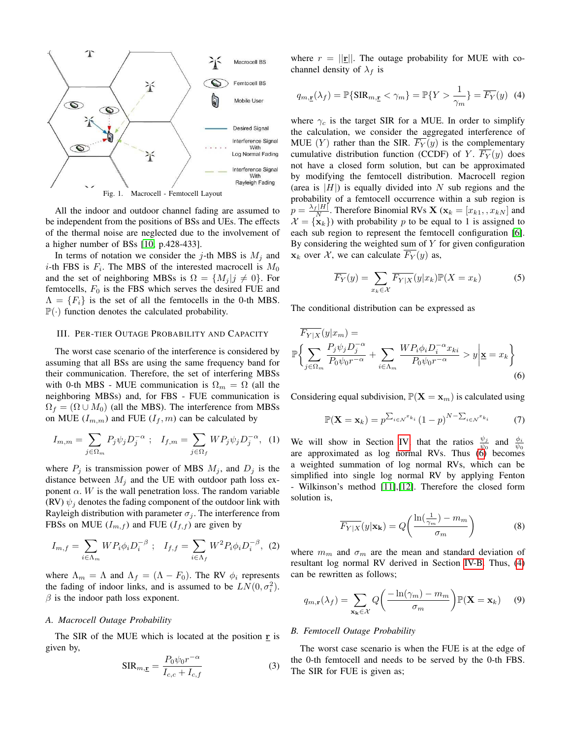Macrocell BS

Femtocell BS

Mobile User

Desired Signal

Interference Signal With Log Normal Fading

Interference Signal With Rayleigh Fading

Fig. 1. Macrocell - Femtocell Layout

All the indoor and outdoor channel fading are assumed to be independent from the positions of BSs and UEs. The effects of the thermal noise are neglected due to the involvement of a higher number of BSs [10, p.428-433].

In terms of notation we consider the $j$-th MBS is $M_j$ and $i$-th FBS is $F_i$. The MBS of the interested macrocell is $M_0$ and the set of neighboring MBSs is $\Omega = \{M_j | j \neq 0\}$. For femtocells, $F_0$ is the FBS which serves the desired FUE and $\Lambda = \{F_i\}$ is the set of all the femtocells in the 0-th MBS. $\mathbb{P}(\cdot)$ function denotes the calculated probability.

## III. Per-tier Outage Probability and Capacity

The worst case scenario of the interference is considered by assuming that all BSs are using the same frequency band for their communication. Therefore, the set of interfering MBSs with 0-th MBS - MUE communication is $\Omega_m = \Omega$ (all the neighboring MBSs) and, for FBS - FUE communication is $\Omega_f = (\Omega \cup M_0)$ (all the MBS). The interference from MBSs on MUE ($I_{m,m}$) and FUE ($I_f, m$) can be calculated by

$$I_{m,m} = \sum_{j \in \Omega_m} P_j \psi_j D_j^{-\alpha} \;;\quad I_{f,m} = \sum_{j \in \Omega_f} W P_j \psi_j D_j^{-\alpha}, \quad (1)$$

where $P_j$ is transmission power of MBS $M_j$, and $D_j$ is the distance between $M_j$ and the UE with outdoor path loss exponent $\alpha$. $W$ is the wall penetration loss. The random variable (RV) $\psi_j$ denotes the fading component of the outdoor link with Rayleigh distribution with parameter $\sigma_j$. The interference from FBSs on MUE ($I_{m,f}$) and FUE ($I_{f,f}$) are given by

$$I_{m,f} = \sum_{i \in \Lambda_m} W P_i \phi_i D_i^{-\beta} \;;\quad I_{f,f} = \sum_{i \in \Lambda_f} W^2 P_i \phi_i D_i^{-\alpha}, \quad (2)$$

where $\Lambda_m = \Lambda$ and $\Lambda_f = (\Lambda - F_0)$. The RV $\phi_i$ represents the fading of indoor links, and is assumed to be $LN(0, \sigma_i^2)$. $\beta$ is the indoor path loss exponent.

### A. Macrocell Outage Probability

The SIR of the MUE which is located at the position $\underline{\mathbf{r}}$ is given by,

$$\text{SIR}_{m,\underline{\mathbf{r}}} = \frac{P_0 \psi_0 r^{-\alpha}}{I_{c,c} + I_{c,f}} \quad (3)$$

where $r = ||\underline{\mathbf{r}}||$. The outage probability for MUE with co-channel density of $\lambda_f$ is

$$q_{m,\underline{\mathbf{r}}}(\lambda_f) = \mathbb{P}\{\text{SIR}_{m,\underline{\mathbf{r}}} < \gamma_m\} = \mathbb{P}\{Y > \frac{1}{\gamma_m}\} = \overline{F_Y}(y) \quad (4)$$

where $\gamma_c$ is the target SIR for a MUE. In order to simplify the calculation, we consider the aggregated interference of MUE ($Y$) rather than the SIR. $\overline{F_Y}(y)$ is the complementary cumulative distribution function (CCDF) of $Y$. $\overline{F_Y}(y)$ does not have a closed form solution, but can be approximated by modifying the femtocell distribution. Macrocell region (area is $|H|$) is equally divided into $N$ sub regions and the probability of a femtocell occurrence within a sub region is $p = \frac{\lambda_f |H|}{N}$. Therefore Binomial RVs $\mathbf{X}$ ($\mathbf{x}_k = [x_{k1}, , x_{kN}]$ and $\mathcal{X} = \{\mathbf{x}_k\}$) with probability $p$ to be equal to 1 is assigned to each sub region to represent the femtocell configuration [6]. By considering the weighted sum of $Y$ for given configuration $\mathbf{x}_k$ over $\mathcal{X}$, we can calculate $\overline{F_Y}(y)$ as,

$$\overline{F_Y}(y) = \sum_{x_k \in \mathcal{X}} \overline{F_{Y|X}}(y|x_k) \mathbb{P}(X = x_k) \quad (5)$$

The conditional distribution can be expressed as

$$\overline{F_{Y|X}}(y|x_m) = \mathbb{P}\bigg\{ \sum_{j \in \Omega_m} \frac{P_j \psi_j D_j^{-\alpha}}{P_0 \psi_0 r^{-\alpha}} + \sum_{i \in \Lambda_m} \frac{W P_i \phi_i D_i^{-\alpha} x_{ki}}{P_0 \psi_0 r^{-\alpha}} > y \bigg| \underline{\mathbf{x}} = x_k \bigg\} \quad (6)$$

Considering equal subdivision, $\mathbb{P}(\mathbf{X} = \mathbf{x}_m)$ is calculated using

$$\mathbb{P}(\mathbf{X} = \mathbf{x}_k) = p^{\sum_{i \in \mathcal{N}} x_{k_i}} (1-p)^{N - \sum_{i \in \mathcal{N}} x_{k_i}} \quad (7)$$

We will show in Section IV that the ratios $\frac{\psi_j}{\psi_0}$ and $\frac{\phi_i}{\psi_0}$ are approximated as log normal RVs. Thus (6) becomes a weighted summation of log normal RVs, which can be simplified into single log normal RV by applying Fenton - Wilkinson's method [11],[12]. Therefore the closed form solution is,

$$\overline{F_{Y|X}}(y|\mathbf{x_k}) = Q\bigg( \frac{\ln(\frac{1}{\gamma_m}) - m_m}{\sigma_m} \bigg) \quad (8)$$

where $m_m$ and $\sigma_m$ are the mean and standard deviation of resultant log normal RV derived in Section IV-B. Thus, (4) can be rewritten as follows;

$$q_{m,\mathbf{r}}(\lambda_f) = \sum_{\mathbf{x_k} \in \mathcal{X}} Q\bigg( \frac{-\ln(\gamma_m) - m_m}{\sigma_m} \bigg) \mathbb{P}(\mathbf{X} = \mathbf{x}_k) \quad (9)$$

### B. Femtocell Outage Probability

The worst case scenario is when the FUE is at the edge of the 0-th femtocell and needs to be served by the 0-th FBS. The SIR for FUE is given as;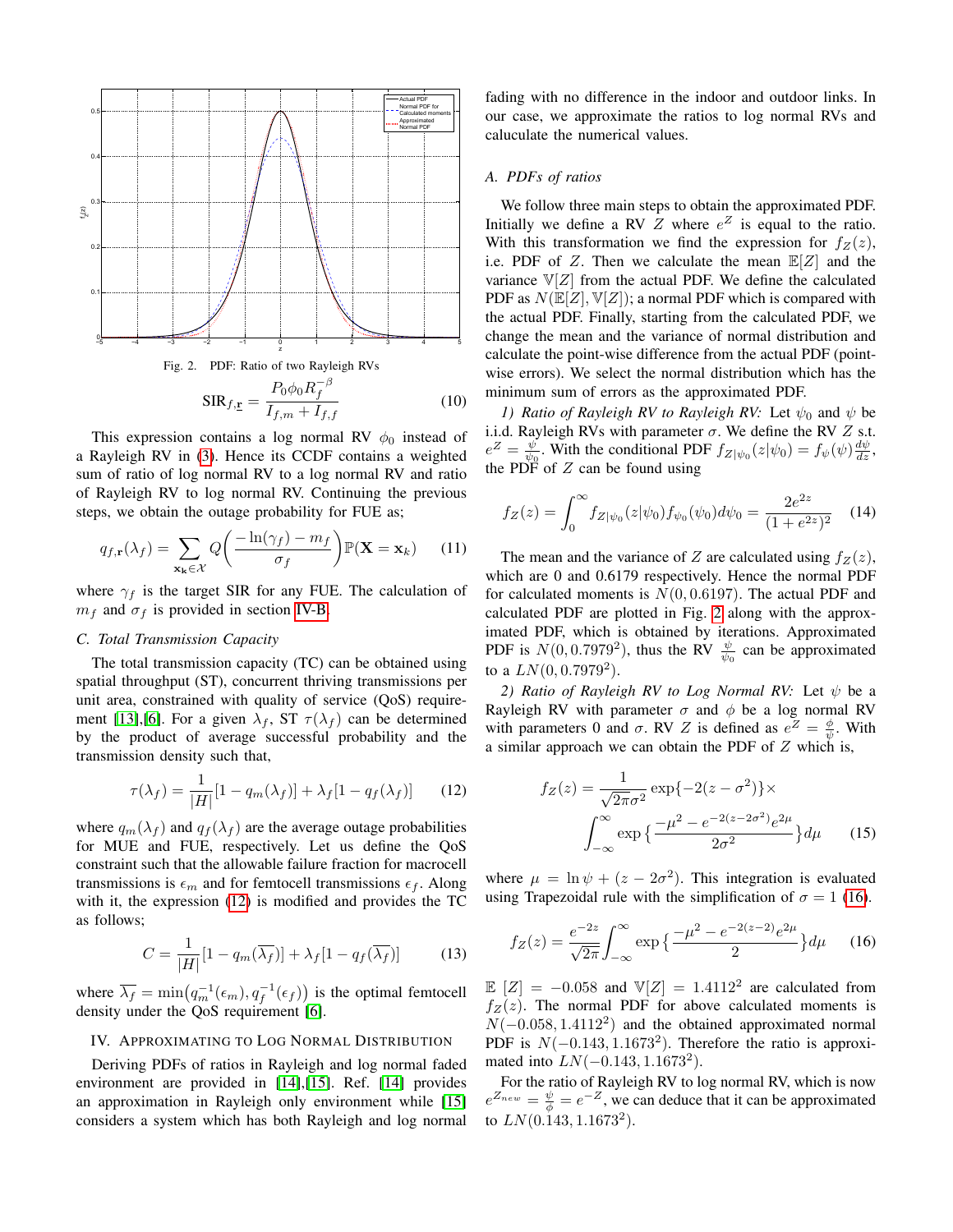Fig. 2. PDF: Ratio of two Rayleigh RVs

$$\mathrm{SIR}_{f,\underline{\mathbf{r}}} = \frac{P_0 \phi_0 R_f^{-\beta}}{I_{f,m} + I_{f,f}} \tag{10}$$

This expression contains a log normal RV $\phi_0$ instead of a Rayleigh RV in (3). Hence its CCDF contains a weighted sum of ratio of log normal RV to a log normal RV and ratio of Rayleigh RV to log normal RV. Continuing the previous steps, we obtain the outage probability for FUE as;

$$q_{f,\mathbf{r}}(\lambda_f) = \sum_{\mathbf{x_k} \in \mathcal{X}} Q\bigg(\frac{-\ln(\gamma_f) - m_f}{\sigma_f}\bigg)\mathbb{P}(\mathbf{X} = \mathbf{x}_k) \tag{11}$$

where $\gamma_f$ is the target SIR for any FUE. The calculation of $m_f$ and $\sigma_f$ is provided in section IV-B.

### C. Total Transmission Capacity

The total transmission capacity (TC) can be obtained using spatial throughput (ST), concurrent thriving transmissions per unit area, constrained with quality of service (QoS) requirement [13],[6]. For a given $\lambda_f$, ST $\tau(\lambda_f)$ can be determined by the product of average successful probability and the transmission density such that,

$$\tau(\lambda_f) = \frac{1}{|H|}[1 - q_m(\lambda_f)] + \lambda_f[1 - q_f(\lambda_f)] \tag{12}$$

where $q_m(\lambda_f)$ and $q_f(\lambda_f)$ are the average outage probabilities for MUE and FUE, respectively. Let us define the QoS constraint such that the allowable failure fraction for macrocell transmissions is $\epsilon_m$ and for femtocell transmissions $\epsilon_f$. Along with it, the expression (12) is modified and provides the TC as follows;

$$C = \frac{1}{|H|}[1 - q_m(\overline{\lambda_f})] + \lambda_f[1 - q_f(\overline{\lambda_f})] \tag{13}$$

where $\overline{\lambda_f} = \min\big(q_m^{-1}(\epsilon_m), q_f^{-1}(\epsilon_f)\big)$ is the optimal femtocell density under the QoS requirement [6].

## IV. Approximating to Log Normal Distribution

Deriving PDFs of ratios in Rayleigh and log normal faded environment are provided in [14],[15]. Ref. [14] provides an approximation in Rayleigh only environment while [15] considers a system which has both Rayleigh and log normal fading with no difference in the indoor and outdoor links. In our case, we approximate the ratios to log normal RVs and caluculate the numerical values.

### A. PDFs of ratios

We follow three main steps to obtain the approximated PDF. Initially we define a RV $Z$ where $e^Z$ is equal to the ratio. With this transformation we find the expression for $f_Z(z)$, i.e. PDF of $Z$. Then we calculate the mean $\mathbb{E}[Z]$ and the variance $\mathbb{V}[Z]$ from the actual PDF. We define the calculated PDF as $N(\mathbb{E}[Z], \mathbb{V}[Z])$; a normal PDF which is compared with the actual PDF. Finally, starting from the calculated PDF, we change the mean and the variance of normal distribution and calculate the point-wise difference from the actual PDF (point-wise errors). We select the normal distribution which has the minimum sum of errors as the approximated PDF.

*1) Ratio of Rayleigh RV to Rayleigh RV:* Let $\psi_0$ and $\psi$ be i.i.d. Rayleigh RVs with parameter $\sigma$. We define the RV $Z$ s.t. $e^Z = \frac{\psi}{\psi_0}$. With the conditional PDF $f_{Z|\psi_0}(z|\psi_0) = f_\psi(\psi)\frac{d\psi}{dz}$, the PDF of $Z$ can be found using

$$f_Z(z) = \int_0^\infty f_{Z|\psi_0}(z|\psi_0) f_{\psi_0}(\psi_0) d\psi_0 = \frac{2e^{2z}}{(1 + e^{2z})^2} \tag{14}$$

The mean and the variance of $Z$ are calculated using $f_Z(z)$, which are 0 and 0.6179 respectively. Hence the normal PDF for calculated moments is $N(0, 0.6197)$. The actual PDF and calculated PDF are plotted in Fig. 2 along with the approximated PDF, which is obtained by iterations. Approximated PDF is $N(0, 0.7979^2)$, thus the RV $\frac{\psi}{\psi_0}$ can be approximated to a $LN(0, 0.7979^2)$.

*2) Ratio of Rayleigh RV to Log Normal RV:* Let $\psi$ be a Rayleigh RV with parameter $\sigma$ and $\phi$ be a log normal RV with parameters 0 and $\sigma$. RV $Z$ is defined as $e^Z = \frac{\phi}{\psi}$. With a similar approach we can obtain the PDF of $Z$ which is,

$$f_Z(z) = \frac{1}{\sqrt{2\pi}\sigma^2}\exp\{-2(z - \sigma^2)\}\times \int_{-\infty}^{\infty} \exp\big\{\frac{-\mu^2 - e^{-2(z - 2\sigma^2)}e^{2\mu}}{2\sigma^2}\big\} d\mu \tag{15}$$

where $\mu = \ln \psi + (z - 2\sigma^2)$. This integration is evaluated using Trapezoidal rule with the simplification of $\sigma = 1$ (16).

$$f_Z(z) = \frac{e^{-2z}}{\sqrt{2\pi}}\int_{-\infty}^{\infty} \exp\big\{\frac{-\mu^2 - e^{-2(z-2)}e^{2\mu}}{2}\big\} d\mu \tag{16}$$

$\mathbb{E}[Z] = -0.058$ and $\mathbb{V}[Z] = 1.4112^2$ are calculated from $f_Z(z)$. The normal PDF for above calculated moments is $N(-0.058, 1.4112^2)$ and the obtained approximated normal PDF is $N(-0.143, 1.1673^2)$. Therefore the ratio is approximated into $LN(-0.143, 1.1673^2)$.

For the ratio of Rayleigh RV to log normal RV, which is now $e^{Z_{new}} = \frac{\psi}{\phi} = e^{-Z}$, we can deduce that it can be approximated to $LN(0.143, 1.1673^2)$.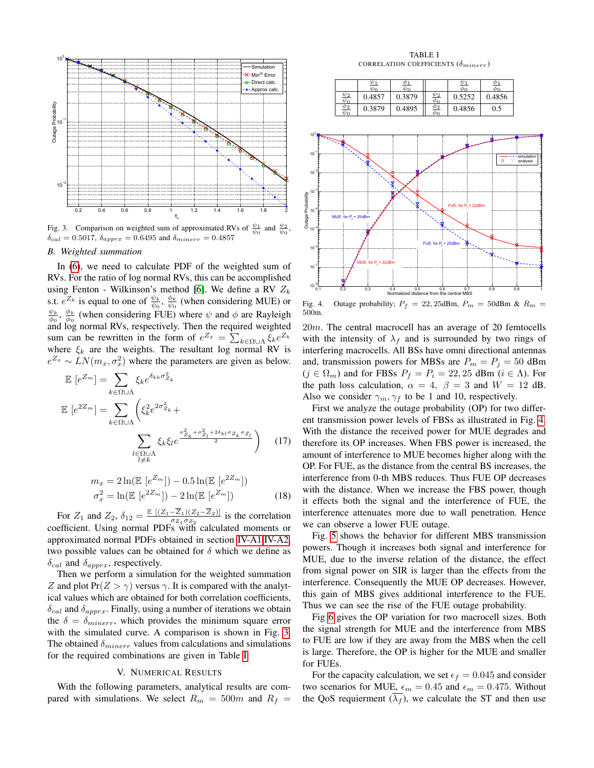10^0

10^{-1}

10^{-2}

Outage Probability

0.2 0.4 0.6 0.8 1 1.2 1.4 1.6 1.8 2

γ_c

Simulation
Min^m Error
Direct calc.
Approx calc.

Fig. 3. Comparison on weighted sum of approximated RVs of $\frac{\psi_1}{\psi_0}$ and $\frac{\psi_2}{\psi_0}$, $\delta_{cal} = 0.5017$, $\delta_{apprx} = 0.6495$ and $\delta_{minerr} = 0.4857$

### B. Weighted summation

In (6), we need to calculate PDF of the weighted sum of RVs. For the ratio of log normal RVs, this can be accomplished using Fenton - Wilkinson's method [6]. We define a RV $Z_k$ s.t. $e^{Z_k}$ is equal to one of $\frac{\psi_k}{\psi_0}$, $\frac{\phi_k}{\psi_0}$ (when considering MUE) or $\frac{\psi_k}{\phi_0}$, $\frac{\phi_k}{\phi_0}$ (when considering FUE) where $\psi$ and $\phi$ are Rayleigh and log normal RVs, respectively. Then the required weighted sum can be rewritten in the form of $e^{Z_x} = \sum_{k\in\Omega\cup\Lambda} \xi_k e^{Z_k}$ where $\xi_k$ are the weights. The resultant log normal RV is $e^{Z_x} \sim LN(m_x, \sigma_x^2)$ where the parameters are given as below.

$$\mathbb{E}\left[e^{Z_m}\right] = \sum_{k\in\Omega\cup\Lambda} \xi_k e^{\delta_{kk}\sigma_{Z_k}^2}$$

$$\mathbb{E}\left[e^{2Z_m}\right] = \sum_{k\in\Omega\cup\Lambda}\left(\xi_k^2 e^{2\sigma_{Z_k}^2} + \sum_{\substack{l\in\Omega\cup\Lambda\\ l\neq k}} \xi_k\xi_l e^{\frac{\sigma_{Z_k}^2+\sigma_{Z_l}^2+2\delta_{kl}\sigma_{Z_k}\sigma_{Z_l}}{2}}\right) \quad (17)$$

$$m_x = 2\ln(\mathbb{E}\left[e^{Z_m}\right]) - 0.5\ln(\mathbb{E}\left[e^{2Z_m}\right])$$
$$\sigma_x^2 = \ln(\mathbb{E}\left[e^{2Z_m}\right]) - 2\ln(\mathbb{E}\left[e^{Z_m}\right]) \quad (18)$$

For $Z_1$ and $Z_2$, $\delta_{12} = \frac{\mathbb{E}\left[(Z_1-\overline{Z}_1)(Z_2-\overline{Z}_2)\right]}{\sigma_{Z_1}\sigma_{Z_2}}$ is the correlation coefficient. Using normal PDFs with calculated moments or approximated normal PDFs obtained in section IV-A1 IV-A2, two possible values can be obtained for $\delta$ which we define as $\delta_{cal}$ and $\delta_{apprx}$, respectively.

Then we perform a simulation for the weighted summation $Z$ and plot $\Pr(Z > \gamma)$ versus $\gamma$. It is compared with the analytical values which are obtained for both correlation coefficients, $\delta_{cal}$ and $\delta_{apprx}$. Finally, using a number of iterations we obtain the $\delta = \delta_{minerr}$, which provides the minimum square error with the simulated curve. A comparison is shown in Fig. 3. The obtained $\delta_{minerr}$ values from calculations and simulations for the required combinations are given in Table I.

## V. Numerical Results

With the following parameters, analytical results are compared with simulations. We select $R_m = 500m$ and $R_f = 20m$. The central macrocell has an average of 20 femtocells with the intensity of $\lambda_f$ and is surrounded by two rings of interfering macrocells. All BSs have omni directional antennas and, transmission powers for MBSs are $P_m = P_j = 50$ dBm ($j \in \Omega_m$) and for FBSs $P_f = P_i = 22, 25$ dBm ($i \in \Lambda$). For the path loss calculation, $\alpha = 4$, $\beta = 3$ and $W = 12$ dB. Also we consider $\gamma_m, \gamma_f$ to be 1 and 10, respectively.

TABLE I
Correlation coefficients ($\delta_{minerr}$)

| | $\frac{\psi_1}{\psi_0}$ | $\frac{\phi_1}{\psi_0}$ | | $\frac{\psi_1}{\phi_0}$ | $\frac{\phi_1}{\phi_0}$ |
|---|---|---|---|---|---|
| $\frac{\psi_2}{\psi_0}$ | 0.4857 | 0.3879 | $\frac{\psi_2}{\phi_0}$ | 0.5252 | 0.4856 |
| $\frac{\phi_2}{\psi_0}$ | 0.3879 | 0.4895 | $\frac{\phi_2}{\phi_0}$ | 0.4856 | 0.5 |

10^0 10^{-1} 10^{-2} 10^{-3} 10^{-4} 10^{-5} 10^{-6} 10^{-7} 10^{-8}

Outage Probability

0.1 0.2 0.3 0.4 0.5 0.6 0.7 0.8 0.9 1

Normalized distance from the central MBS

simulation
analysis

FUE: for P_f = 22dBm
MUE: for P_f = 25dBm
FUE: for P_f = 25dBm
MUE: for P_f = 22dBm

Fig. 4. Outage probability; $P_f = 22, 25$dBm, $P_m = 50$dBm & $R_m = 500$m.

First we analyze the outage probability (OP) for two different transmission power levels of FBSs as illustrated in Fig. 4. With the distance the received power for MUE degrades and therefore its OP increases. When FBS power is increased, the amount of interference to MUE becomes higher along with the OP. For FUE, as the distance from the central BS increases, the interference from 0-th MBS reduces. Thus FUE OP decreases with the distance. When we increase the FBS power, though it effects both the signal and the interference of FUE, the interference attenuates more due to wall penetration. Hence we can observe a lower FUE outage.

Fig. 5 shows the behavior for different MBS transmission powers. Though it increases both signal and interference for MUE, due to the inverse relation of the distance, the effect from signal power on SIR is larger than the effects from the interference. Consequently the MUE OP decreases. However, this gain of MBS gives additional interference to the FUE. Thus we can see the rise of the FUE outage probability.

Fig 6 gives the OP variation for two macrocell sizes. Both the signal strength for MUE and the interference from MBS to FUE are low if they are away from the MBS when the cell is large. Therefore, the OP is higher for the MUE and smaller for FUEs.

For the capacity calculation, we set $\epsilon_f = 0.045$ and consider two scenarios for MUE, $\epsilon_m = 0.45$ and $\epsilon_m = 0.475$. Without the QoS requierment $(\overline{\lambda_f})$, we calculate the ST and then use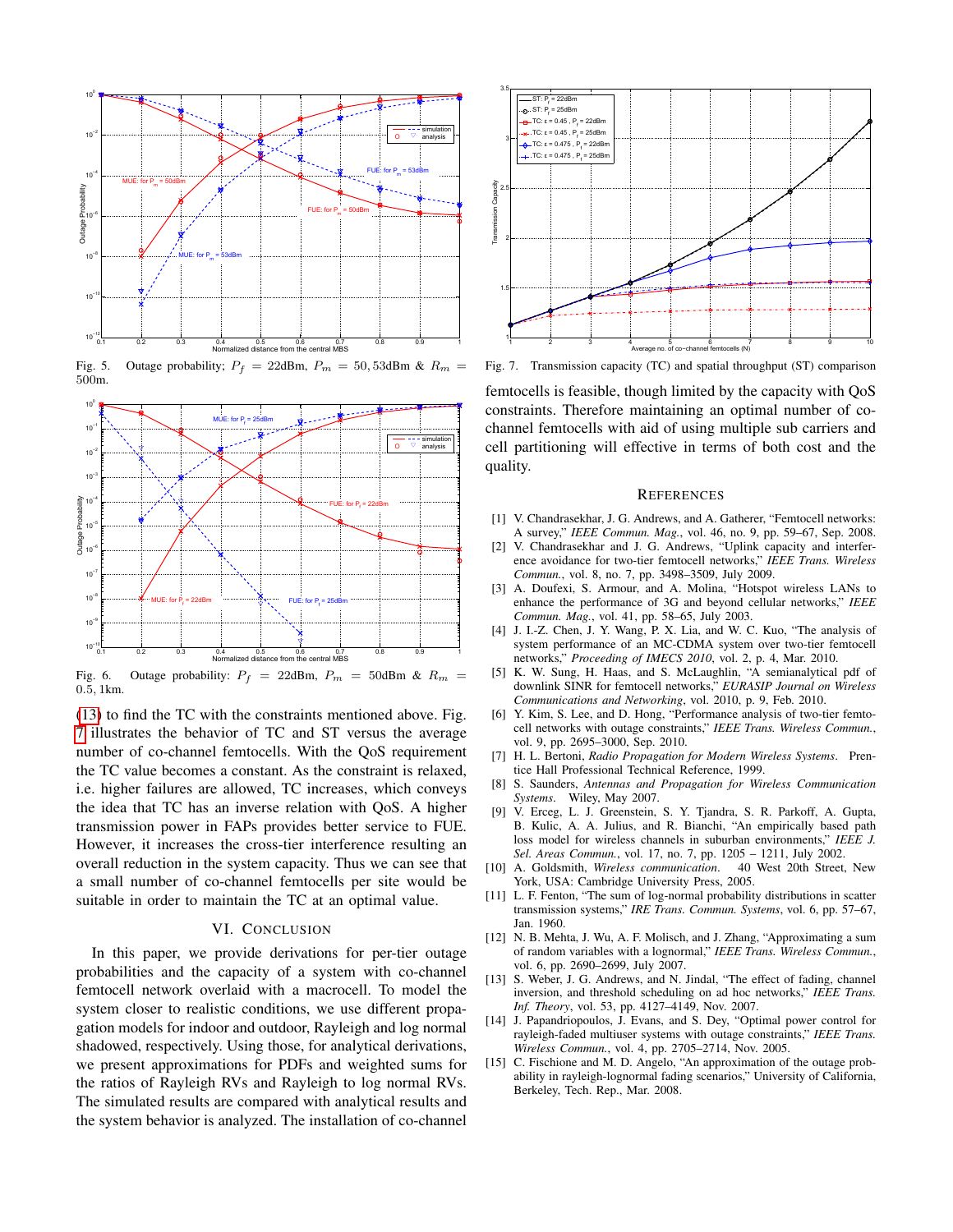Outage Probability

$10^0$

$10^{-2}$

$10^{-4}$

$10^{-6}$

$10^{-8}$

$10^{-10}$

$10^{-12}$

0.1 0.2 0.3 0.4 0.5 0.6 0.7 0.8 0.9 1

Normalized distance from the central MBS

simulation

analysis

MUE: for $P_m$ = 50dBm

FUE: for $P_m$ = 53dBm

FUE: for $P_m$ = 50dBm

MUE: for $P_m$ = 53dBm

Fig. 5. Outage probability; $P_f$ = 22dBm, $P_m$ = 50, 53dBm & $R_m$ = 500m.

Outage Probability

$10^0$

$10^{-1}$

$10^{-2}$

$10^{-3}$

$10^{-4}$

$10^{-5}$

$10^{-6}$

$10^{-7}$

$10^{-8}$

$10^{-9}$

$10^{-10}$

0.1 0.2 0.3 0.4 0.5 0.6 0.7 0.8 0.9 1

Normalized distance from the central MBS

simulation

analysis

MUE: for $P_f$ = 25dBm

FUE: for $P_f$ = 22dBm

MUE: for $P_f$ = 22dBm

FUE: for $P_f$ = 25dBm

Fig. 6. Outage probability: $P_f$ = 22dBm, $P_m$ = 50dBm & $R_m$ = 0.5, 1km.

(13) to find the TC with the constraints mentioned above. Fig. 7 illustrates the behavior of TC and ST versus the average number of co-channel femtocells. With the QoS requirement the TC value becomes a constant. As the constraint is relaxed, i.e. higher failures are allowed, TC increases, which conveys the idea that TC has an inverse relation with QoS. A higher transmission power in FAPs provides better service to FUE. However, it increases the cross-tier interference resulting an overall reduction in the system capacity. Thus we can see that a small number of co-channel femtocells per site would be suitable in order to maintain the TC at an optimal value.

## VI. Conclusion

In this paper, we provide derivations for per-tier outage probabilities and the capacity of a system with co-channel femtocell network overlaid with a macrocell. To model the system closer to realistic conditions, we use different propagation models for indoor and outdoor, Rayleigh and log normal shadowed, respectively. Using those, for analytical derivations, we present approximations for PDFs and weighted sums for the ratios of Rayleigh RVs and Rayleigh to log normal RVs. The simulated results are compared with analytical results and the system behavior is analyzed. The installation of co-channel

Transmission Capacity

3.5

3

2.5

2

1.5

1

1 2 3 4 5 6 7 8 9 10

Average no. of co-channel femtocells (N)

ST: $P_f$ = 22dBm

ST: $P_f$ = 25dBm

TC: ε = 0.45 , $P_f$ = 22dBm

TC: ε = 0.45 , $P_f$ = 25dBm

TC: ε = 0.475 , $P_f$ = 22dBm

TC: ε = 0.475 , $P_f$ = 25dBm

Fig. 7. Transmission capacity (TC) and spatial throughput (ST) comparison

femtocells is feasible, though limited by the capacity with QoS constraints. Therefore maintaining an optimal number of co-channel femtocells with aid of using multiple sub carriers and cell partitioning will effective in terms of both cost and the quality.

## References

[1] V. Chandrasekhar, J. G. Andrews, and A. Gatherer, "Femtocell networks: A survey," *IEEE Commun. Mag.*, vol. 46, no. 9, pp. 59–67, Sep. 2008.

[2] V. Chandrasekhar and J. G. Andrews, "Uplink capacity and interference avoidance for two-tier femtocell networks," *IEEE Trans. Wireless Commun.*, vol. 8, no. 7, pp. 3498–3509, July 2009.

[3] A. Doufexi, S. Armour, and A. Molina, "Hotspot wireless LANs to enhance the performance of 3G and beyond cellular networks," *IEEE Commun. Mag.*, vol. 41, pp. 58–65, July 2003.

[4] J. I.-Z. Chen, J. Y. Wang, P. X. Lia, and W. C. Kuo, "The analysis of system performance of an MC-CDMA system over two-tier femtocell networks," *Proceeding of IMECS 2010*, vol. 2, p. 4, Mar. 2010.

[5] K. W. Sung, H. Haas, and S. McLaughlin, "A semianalytical pdf of downlink SINR for femtocell networks," *EURASIP Journal on Wireless Communications and Networking*, vol. 2010, p. 9, Feb. 2010.

[6] Y. Kim, S. Lee, and D. Hong, "Performance analysis of two-tier femtocell networks with outage constraints," *IEEE Trans. Wireless Commun.*, vol. 9, pp. 2695–3000, Sep. 2010.

[7] H. L. Bertoni, *Radio Propagation for Modern Wireless Systems*. Prentice Hall Professional Technical Reference, 1999.

[8] S. Saunders, *Antennas and Propagation for Wireless Communication Systems*. Wiley, May 2007.

[9] V. Erceg, L. J. Greenstein, S. Y. Tjandra, S. R. Parkoff, A. Gupta, B. Kulic, A. A. Julius, and R. Bianchi, "An empirically based path loss model for wireless channels in suburban environments," *IEEE J. Sel. Areas Commun.*, vol. 17, no. 7, pp. 1205 – 1211, July 2002.

[10] A. Goldsmith, *Wireless communication*. 40 West 20th Street, New York, USA: Cambridge University Press, 2005.

[11] L. F. Fenton, "The sum of log-normal probability distributions in scatter transmission systems," *IRE Trans. Commun. Systems*, vol. 6, pp. 57–67, Jan. 1960.

[12] N. B. Mehta, J. Wu, A. F. Molisch, and J. Zhang, "Approximating a sum of random variables with a lognormal," *IEEE Trans. Wireless Commun.*, vol. 6, pp. 2690–2699, July 2007.

[13] S. Weber, J. G. Andrews, and N. Jindal, "The effect of fading, channel inversion, and threshold scheduling on ad hoc networks," *IEEE Trans. Inf. Theory*, vol. 53, pp. 4127–4149, Nov. 2007.

[14] J. Papandriopoulos, J. Evans, and S. Dey, "Optimal power control for rayleigh-faded multiuser systems with outage constraints," *IEEE Trans. Wireless Commun.*, vol. 4, pp. 2705–2714, Nov. 2005.

[15] C. Fischione and M. D. Angelo, "An approximation of the outage probability in rayleigh-lognormal fading scenarios," University of California, Berkeley, Tech. Rep., Mar. 2008.